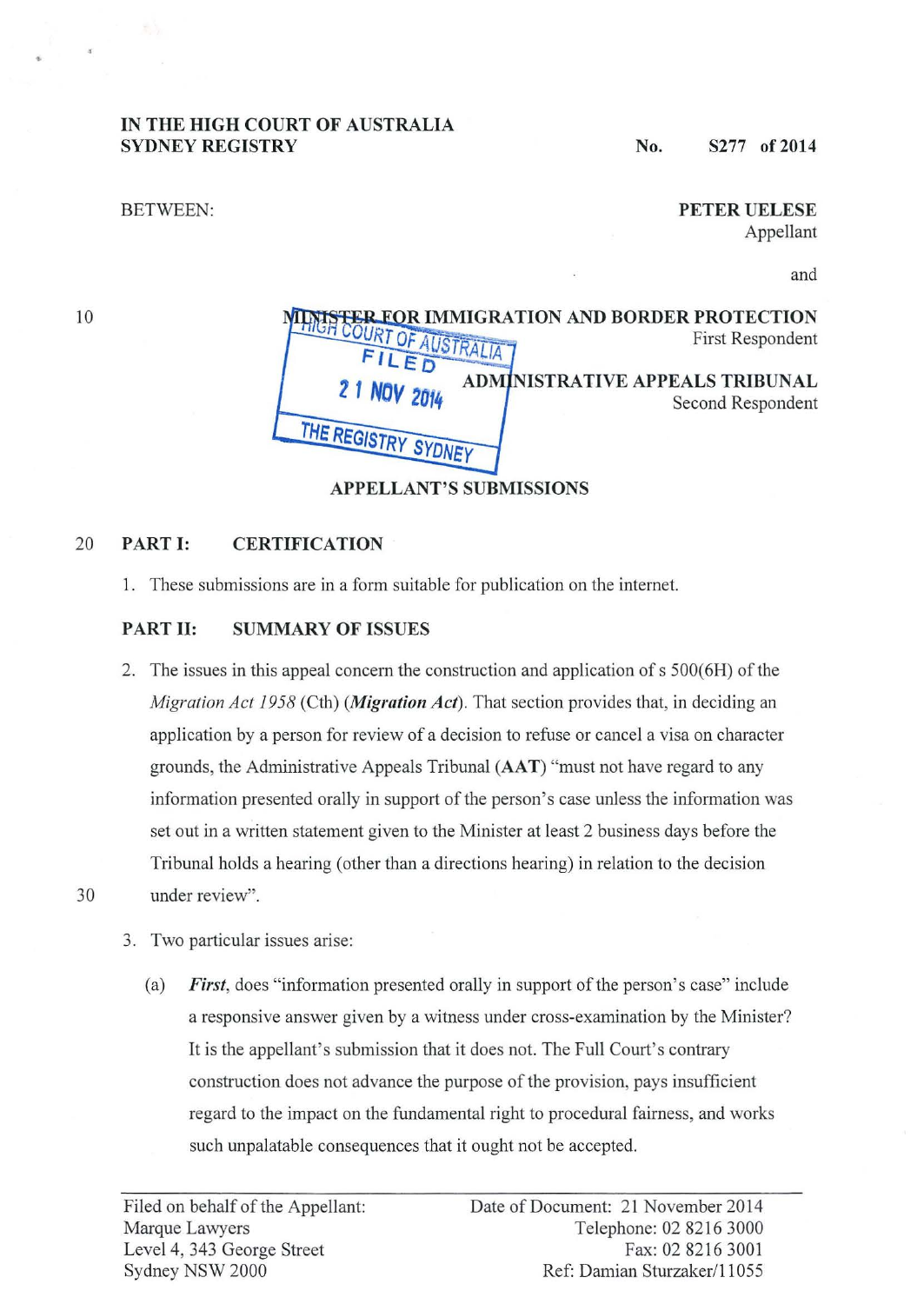IN THE HIGH COURT OF AUSTRALIA
SYDNEY REGISTRY

No. S277 of 2014

BETWEEN:

**PETER UELESE**
Appellant

and

**MINISTER FOR IMMIGRATION AND BORDER PROTECTION**
First Respondent

**ADMINISTRATIVE APPEALS TRIBUNAL**
Second Respondent

HIGH COURT OF AUSTRALIA
FILED
21 NOV 2014
THE REGISTRY SYDNEY

## APPELLANT'S SUBMISSIONS

## PART I: CERTIFICATION

1. These submissions are in a form suitable for publication on the internet.

## PART II: SUMMARY OF ISSUES

2. The issues in this appeal concern the construction and application of s 500(6H) of the *Migration Act 1958* (Cth) (***Migration Act***). That section provides that, in deciding an application by a person for review of a decision to refuse or cancel a visa on character grounds, the Administrative Appeals Tribunal (**AAT**) "must not have regard to any information presented orally in support of the person's case unless the information was set out in a written statement given to the Minister at least 2 business days before the Tribunal holds a hearing (other than a directions hearing) in relation to the decision under review".

3. Two particular issues arise:

   (a) ***First***, does "information presented orally in support of the person's case" include a responsive answer given by a witness under cross-examination by the Minister? It is the appellant's submission that it does not. The Full Court's contrary construction does not advance the purpose of the provision, pays insufficient regard to the impact on the fundamental right to procedural fairness, and works such unpalatable consequences that it ought not be accepted.

Filed on behalf of the Appellant:
Marque Lawyers
Level 4, 343 George Street
Sydney NSW 2000

Date of Document: 21 November 2014
Telephone: 02 8216 3000
Fax: 02 8216 3001
Ref: Damian Sturzaker/11055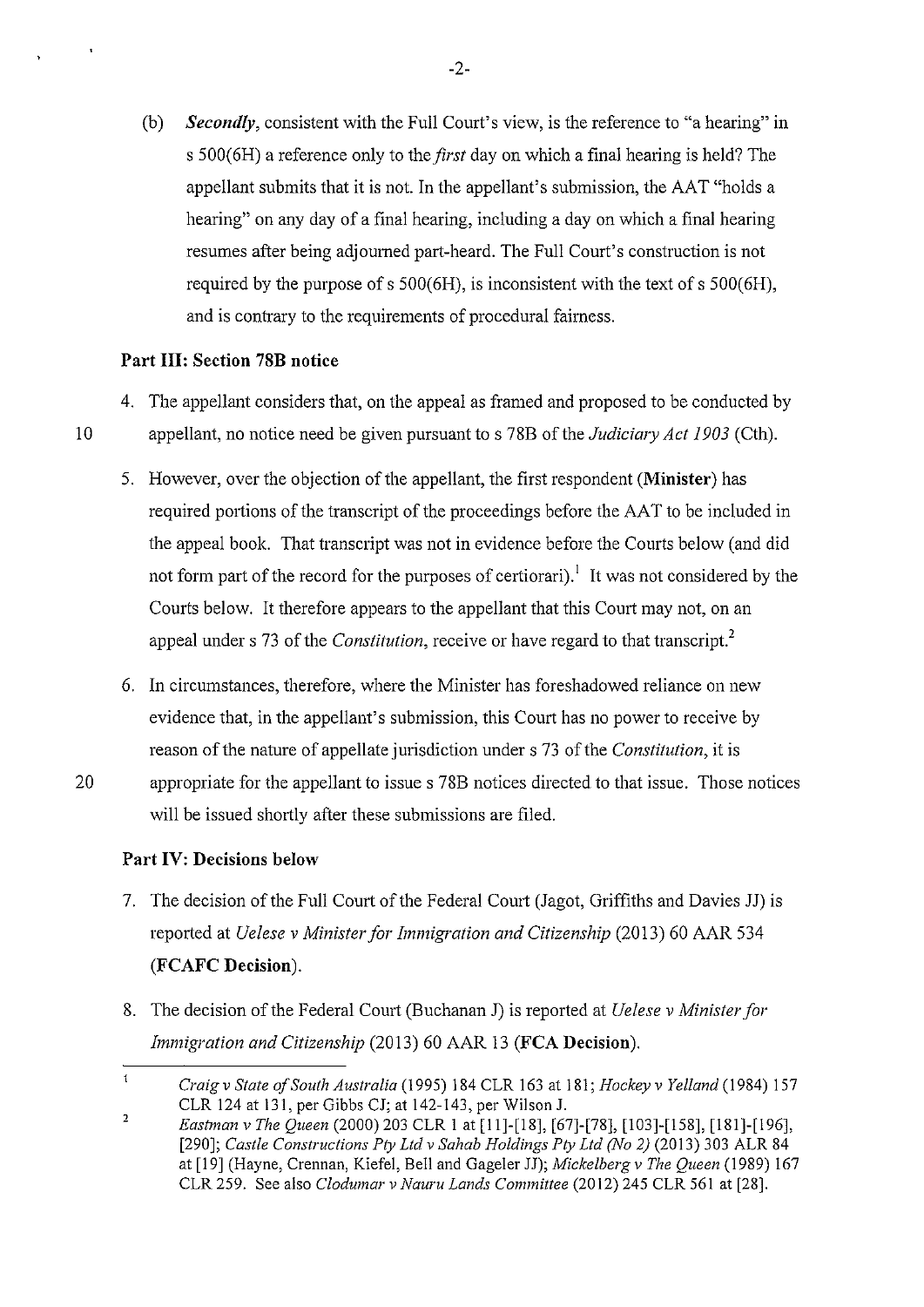(b) ***Secondly***, consistent with the Full Court's view, is the reference to "a hearing" in s 500(6H) a reference only to the *first* day on which a final hearing is held? The appellant submits that it is not. In the appellant's submission, the AAT "holds a hearing" on any day of a final hearing, including a day on which a final hearing resumes after being adjourned part-heard. The Full Court's construction is not required by the purpose of s 500(6H), is inconsistent with the text of s 500(6H), and is contrary to the requirements of procedural fairness.

## Part III: Section 78B notice

4. The appellant considers that, on the appeal as framed and proposed to be conducted by appellant, no notice need be given pursuant to s 78B of the *Judiciary Act 1903* (Cth).

5. However, over the objection of the appellant, the first respondent (**Minister**) has required portions of the transcript of the proceedings before the AAT to be included in the appeal book. That transcript was not in evidence before the Courts below (and did not form part of the record for the purposes of certiorari).[1] It was not considered by the Courts below. It therefore appears to the appellant that this Court may not, on an appeal under s 73 of the *Constitution*, receive or have regard to that transcript.[2]

6. In circumstances, therefore, where the Minister has foreshadowed reliance on new evidence that, in the appellant's submission, this Court has no power to receive by reason of the nature of appellate jurisdiction under s 73 of the *Constitution*, it is appropriate for the appellant to issue s 78B notices directed to that issue. Those notices will be issued shortly after these submissions are filed.

## Part IV: Decisions below

7. The decision of the Full Court of the Federal Court (Jagot, Griffiths and Davies JJ) is reported at *Uelese v Minister for Immigration and Citizenship* (2013) 60 AAR 534 (**FCAFC Decision**).

8. The decision of the Federal Court (Buchanan J) is reported at *Uelese v Minister for Immigration and Citizenship* (2013) 60 AAR 13 (**FCA Decision**).

---

[1] *Craig v State of South Australia* (1995) 184 CLR 163 at 181; *Hockey v Yelland* (1984) 157 CLR 124 at 131, per Gibbs CJ; at 142-143, per Wilson J.

[2] *Eastman v The Queen* (2000) 203 CLR 1 at [11]-[18], [67]-[78], [103]-[158], [181]-[196], [290]; *Castle Constructions Pty Ltd v Sahab Holdings Pty Ltd (No 2)* (2013) 303 ALR 84 at [19] (Hayne, Crennan, Kiefel, Bell and Gageler JJ); *Mickelberg v The Queen* (1989) 167 CLR 259. See also *Clodumar v Nauru Lands Committee* (2012) 245 CLR 561 at [28].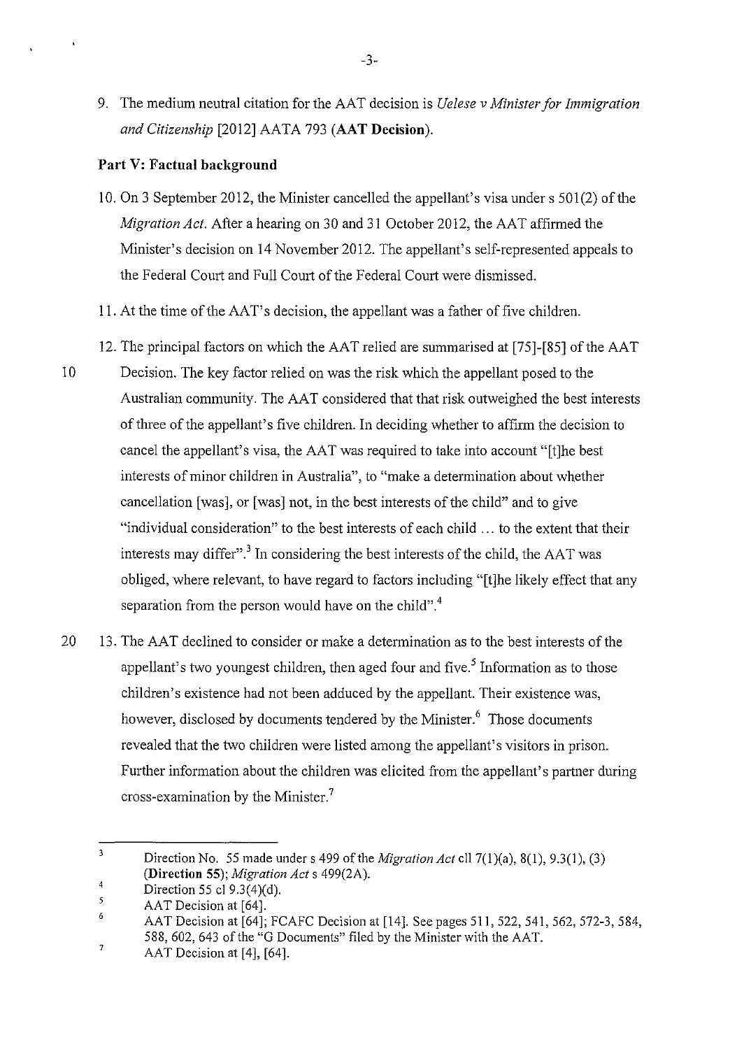9. The medium neutral citation for the AAT decision is *Uelese v Minister for Immigration and Citizenship* [2012] AATA 793 (**AAT Decision**).

## Part V: Factual background

10. On 3 September 2012, the Minister cancelled the appellant's visa under s 501(2) of the *Migration Act*. After a hearing on 30 and 31 October 2012, the AAT affirmed the Minister's decision on 14 November 2012. The appellant's self-represented appeals to the Federal Court and Full Court of the Federal Court were dismissed.

11. At the time of the AAT's decision, the appellant was a father of five children.

12. The principal factors on which the AAT relied are summarised at [75]-[85] of the AAT Decision. The key factor relied on was the risk which the appellant posed to the Australian community. The AAT considered that that risk outweighed the best interests of three of the appellant's five children. In deciding whether to affirm the decision to cancel the appellant's visa, the AAT was required to take into account "[t]he best interests of minor children in Australia", to "make a determination about whether cancellation [was], or [was] not, in the best interests of the child" and to give "individual consideration" to the best interests of each child ... to the extent that their interests may differ".[3] In considering the best interests of the child, the AAT was obliged, where relevant, to have regard to factors including "[t]he likely effect that any separation from the person would have on the child".[4]

13. The AAT declined to consider or make a determination as to the best interests of the appellant's two youngest children, then aged four and five.[5] Information as to those children's existence had not been adduced by the appellant. Their existence was, however, disclosed by documents tendered by the Minister.[6] Those documents revealed that the two children were listed among the appellant's visitors in prison. Further information about the children was elicited from the appellant's partner during cross-examination by the Minister.[7]

---

[3] Direction No. 55 made under s 499 of the *Migration Act* cll 7(1)(a), 8(1), 9.3(1), (3) (**Direction 55**); *Migration Act* s 499(2A).

[4] Direction 55 cl 9.3(4)(d).

[5] AAT Decision at [64].

[6] AAT Decision at [64]; FCAFC Decision at [14]. See pages 511, 522, 541, 562, 572-3, 584, 588, 602, 643 of the "G Documents" filed by the Minister with the AAT.

[7] AAT Decision at [4], [64].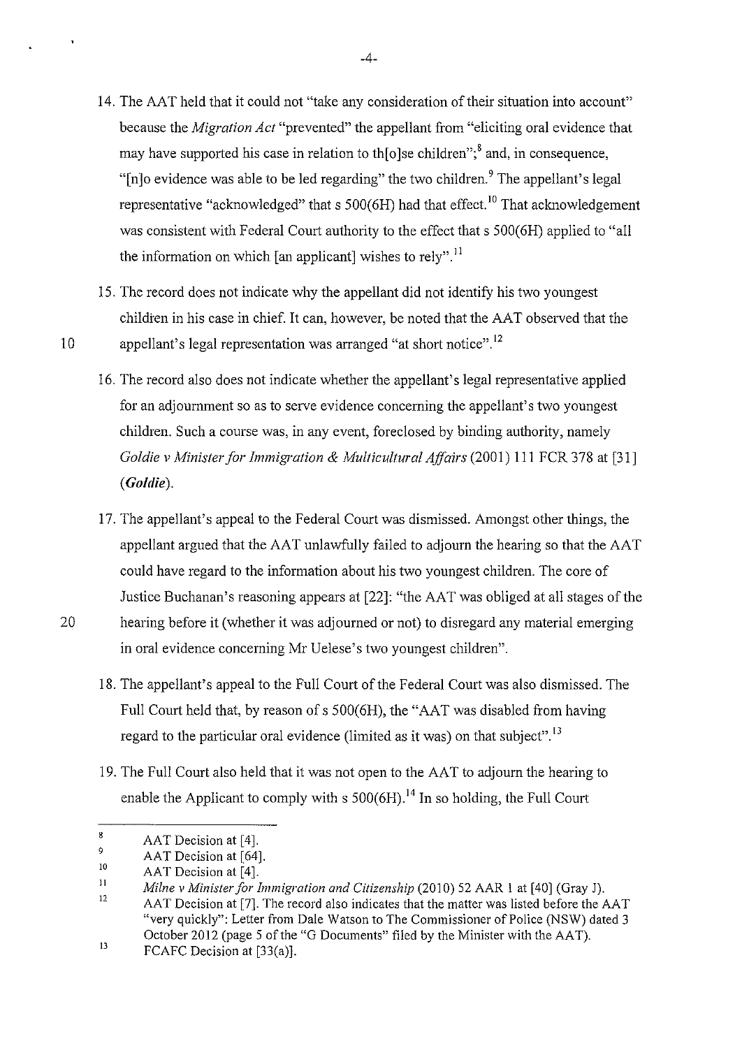14. The AAT held that it could not "take any consideration of their situation into account" because the *Migration Act* "prevented" the appellant from "eliciting oral evidence that may have supported his case in relation to th[o]se children";[8] and, in consequence, "[n]o evidence was able to be led regarding" the two children.[9] The appellant's legal representative "acknowledged" that s 500(6H) had that effect.[10] That acknowledgement was consistent with Federal Court authority to the effect that s 500(6H) applied to "all the information on which [an applicant] wishes to rely".[11]

15. The record does not indicate why the appellant did not identify his two youngest children in his case in chief. It can, however, be noted that the AAT observed that the appellant's legal representation was arranged "at short notice".[12]

16. The record also does not indicate whether the appellant's legal representative applied for an adjournment so as to serve evidence concerning the appellant's two youngest children. Such a course was, in any event, foreclosed by binding authority, namely *Goldie v Minister for Immigration & Multicultural Affairs* (2001) 111 FCR 378 at [31] (***Goldie***).

17. The appellant's appeal to the Federal Court was dismissed. Amongst other things, the appellant argued that the AAT unlawfully failed to adjourn the hearing so that the AAT could have regard to the information about his two youngest children. The core of Justice Buchanan's reasoning appears at [22]: "the AAT was obliged at all stages of the hearing before it (whether it was adjourned or not) to disregard any material emerging in oral evidence concerning Mr Uelese's two youngest children".

18. The appellant's appeal to the Full Court of the Federal Court was also dismissed. The Full Court held that, by reason of s 500(6H), the "AAT was disabled from having regard to the particular oral evidence (limited as it was) on that subject".[13]

19. The Full Court also held that it was not open to the AAT to adjourn the hearing to enable the Applicant to comply with s 500(6H).[14] In so holding, the Full Court

---

[8] AAT Decision at [4].

[9] AAT Decision at [64].

[10] AAT Decision at [4].

[11] *Milne v Minister for Immigration and Citizenship* (2010) 52 AAR 1 at [40] (Gray J).

[12] AAT Decision at [7]. The record also indicates that the matter was listed before the AAT "very quickly": Letter from Dale Watson to The Commissioner of Police (NSW) dated 3 October 2012 (page 5 of the "G Documents" filed by the Minister with the AAT).

[13] FCAFC Decision at [33(a)].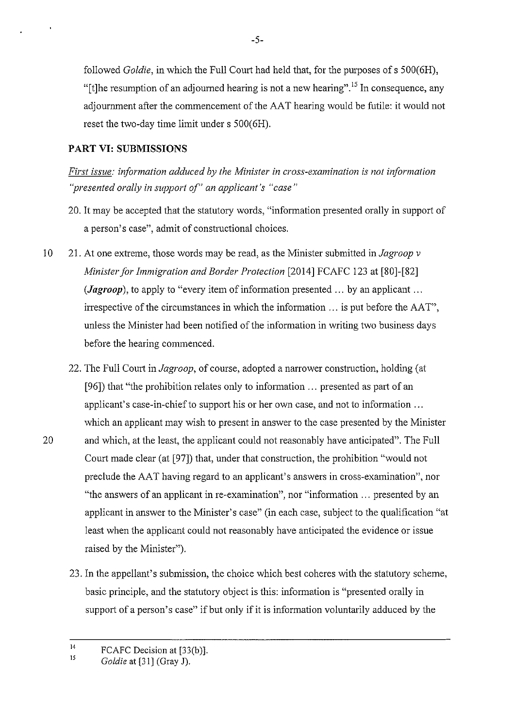followed *Goldie*, in which the Full Court had held that, for the purposes of s 500(6H), "[t]he resumption of an adjourned hearing is not a new hearing".[15] In consequence, any adjournment after the commencement of the AAT hearing would be futile: it would not reset the two-day time limit under s 500(6H).

## PART VI: SUBMISSIONS

*First issue: information adduced by the Minister in cross-examination is not information "presented orally in support of" an applicant's "case"*

20. It may be accepted that the statutory words, "information presented orally in support of a person's case", admit of constructional choices.

21. At one extreme, those words may be read, as the Minister submitted in *Jagroop v Minister for Immigration and Border Protection* [2014] FCAFC 123 at [80]-[82] (***Jagroop***), to apply to "every item of information presented … by an applicant … irrespective of the circumstances in which the information … is put before the AAT", unless the Minister had been notified of the information in writing two business days before the hearing commenced.

22. The Full Court in *Jagroop*, of course, adopted a narrower construction, holding (at [96]) that "the prohibition relates only to information … presented as part of an applicant's case-in-chief to support his or her own case, and not to information … which an applicant may wish to present in answer to the case presented by the Minister and which, at the least, the applicant could not reasonably have anticipated". The Full Court made clear (at [97]) that, under that construction, the prohibition "would not preclude the AAT having regard to an applicant's answers in cross-examination", nor "the answers of an applicant in re-examination", nor "information … presented by an applicant in answer to the Minister's case" (in each case, subject to the qualification "at least when the applicant could not reasonably have anticipated the evidence or issue raised by the Minister").

23. In the appellant's submission, the choice which best coheres with the statutory scheme, basic principle, and the statutory object is this: information is "presented orally in support of a person's case" if but only if it is information voluntarily adduced by the

---

[14] FCAFC Decision at [33(b)].

[15] *Goldie* at [31] (Gray J).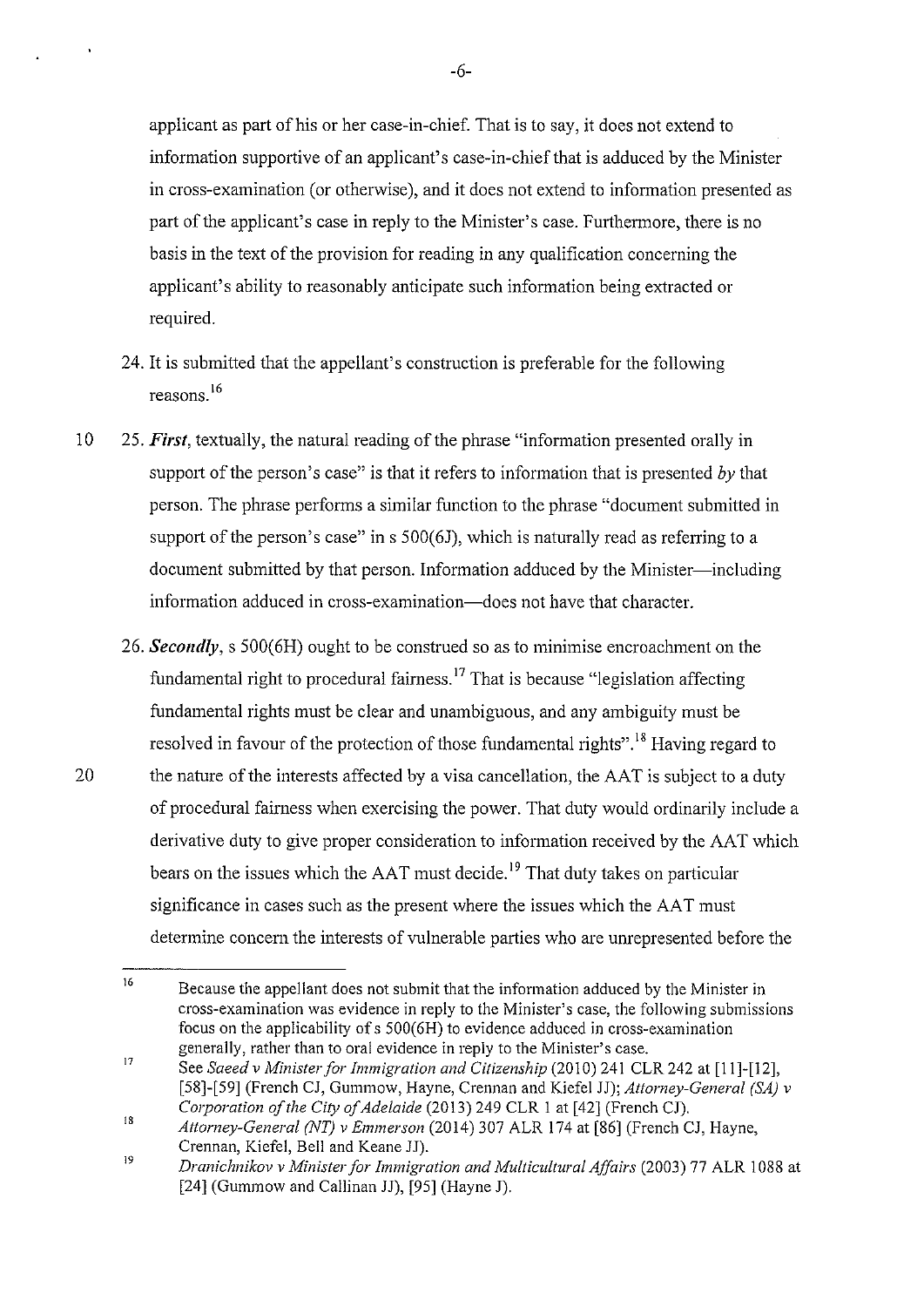applicant as part of his or her case-in-chief. That is to say, it does not extend to information supportive of an applicant's case-in-chief that is adduced by the Minister in cross-examination (or otherwise), and it does not extend to information presented as part of the applicant's case in reply to the Minister's case. Furthermore, there is no basis in the text of the provision for reading in any qualification concerning the applicant's ability to reasonably anticipate such information being extracted or required.

24. It is submitted that the appellant's construction is preferable for the following reasons.[16]

25. ***First***, textually, the natural reading of the phrase "information presented orally in support of the person's case" is that it refers to information that is presented *by* that person. The phrase performs a similar function to the phrase "document submitted in support of the person's case" in s 500(6J), which is naturally read as referring to a document submitted by that person. Information adduced by the Minister—including information adduced in cross-examination—does not have that character.

26. ***Secondly***, s 500(6H) ought to be construed so as to minimise encroachment on the fundamental right to procedural fairness.[17] That is because "legislation affecting fundamental rights must be clear and unambiguous, and any ambiguity must be resolved in favour of the protection of those fundamental rights".[18] Having regard to the nature of the interests affected by a visa cancellation, the AAT is subject to a duty of procedural fairness when exercising the power. That duty would ordinarily include a derivative duty to give proper consideration to information received by the AAT which bears on the issues which the AAT must decide.[19] That duty takes on particular significance in cases such as the present where the issues which the AAT must determine concern the interests of vulnerable parties who are unrepresented before the

---

16 Because the appellant does not submit that the information adduced by the Minister in cross-examination was evidence in reply to the Minister's case, the following submissions focus on the applicability of s 500(6H) to evidence adduced in cross-examination generally, rather than to oral evidence in reply to the Minister's case.

17 See *Saeed v Minister for Immigration and Citizenship* (2010) 241 CLR 242 at [11]-[12], [58]-[59] (French CJ, Gummow, Hayne, Crennan and Kiefel JJ); *Attorney-General (SA) v Corporation of the City of Adelaide* (2013) 249 CLR 1 at [42] (French CJ).

18 *Attorney-General (NT) v Emmerson* (2014) 307 ALR 174 at [86] (French CJ, Hayne, Crennan, Kiefel, Bell and Keane JJ).

19 *Dranichnikov v Minister for Immigration and Multicultural Affairs* (2003) 77 ALR 1088 at [24] (Gummow and Callinan JJ), [95] (Hayne J).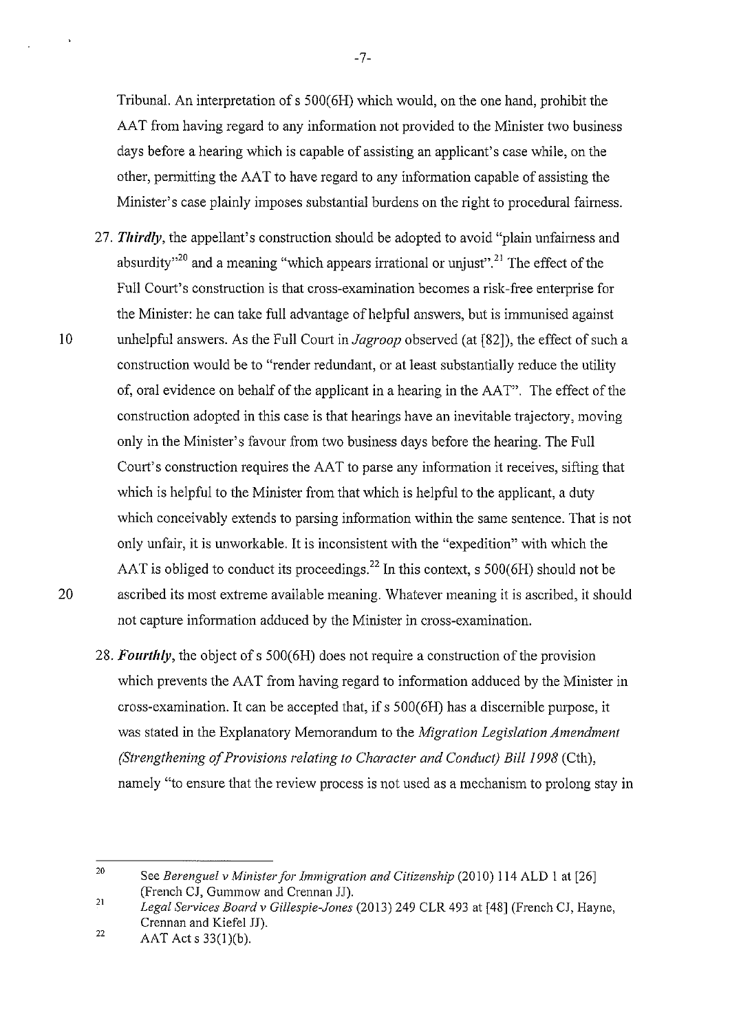Tribunal. An interpretation of s 500(6H) which would, on the one hand, prohibit the AAT from having regard to any information not provided to the Minister two business days before a hearing which is capable of assisting an applicant's case while, on the other, permitting the AAT to have regard to any information capable of assisting the Minister's case plainly imposes substantial burdens on the right to procedural fairness.

27. ***Thirdly***, the appellant's construction should be adopted to avoid "plain unfairness and absurdity"[20] and a meaning "which appears irrational or unjust".[21] The effect of the Full Court's construction is that cross-examination becomes a risk-free enterprise for the Minister: he can take full advantage of helpful answers, but is immunised against unhelpful answers. As the Full Court in *Jagroop* observed (at [82]), the effect of such a construction would be to "render redundant, or at least substantially reduce the utility of, oral evidence on behalf of the applicant in a hearing in the AAT". The effect of the construction adopted in this case is that hearings have an inevitable trajectory, moving only in the Minister's favour from two business days before the hearing. The Full Court's construction requires the AAT to parse any information it receives, sifting that which is helpful to the Minister from that which is helpful to the applicant, a duty which conceivably extends to parsing information within the same sentence. That is not only unfair, it is unworkable. It is inconsistent with the "expedition" with which the AAT is obliged to conduct its proceedings.[22] In this context, s 500(6H) should not be ascribed its most extreme available meaning. Whatever meaning it is ascribed, it should not capture information adduced by the Minister in cross-examination.

28. ***Fourthly***, the object of s 500(6H) does not require a construction of the provision which prevents the AAT from having regard to information adduced by the Minister in cross-examination. It can be accepted that, if s 500(6H) has a discernible purpose, it was stated in the Explanatory Memorandum to the *Migration Legislation Amendment (Strengthening of Provisions relating to Character and Conduct) Bill 1998* (Cth), namely "to ensure that the review process is not used as a mechanism to prolong stay in

---

[20] See *Berenguel v Minister for Immigration and Citizenship* (2010) 114 ALD 1 at [26] (French CJ, Gummow and Crennan JJ).

[21] *Legal Services Board v Gillespie-Jones* (2013) 249 CLR 493 at [48] (French CJ, Hayne, Crennan and Kiefel JJ).

[22] AAT Act s 33(1)(b).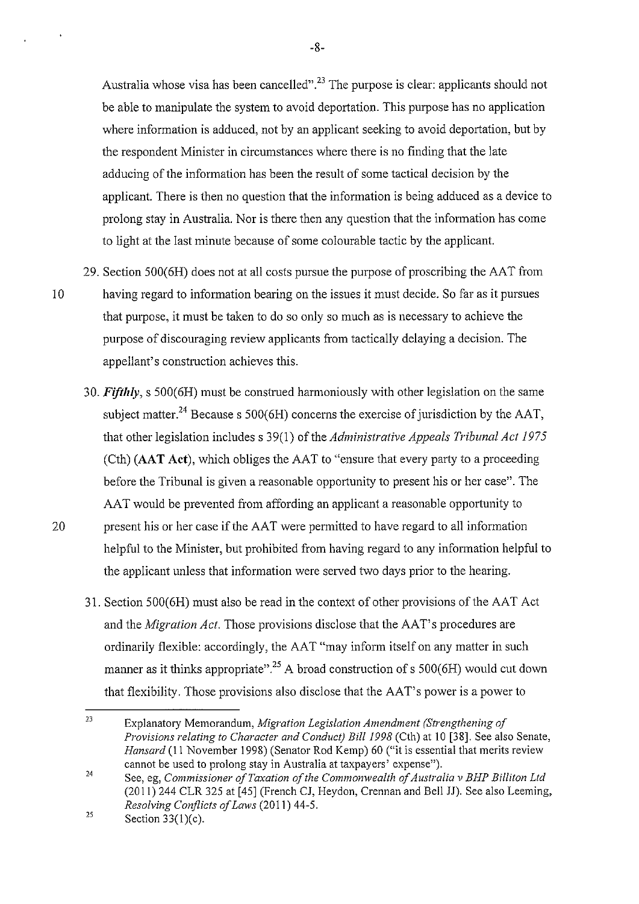Australia whose visa has been cancelled".[23] The purpose is clear: applicants should not be able to manipulate the system to avoid deportation. This purpose has no application where information is adduced, not by an applicant seeking to avoid deportation, but by the respondent Minister in circumstances where there is no finding that the late adducing of the information has been the result of some tactical decision by the applicant. There is then no question that the information is being adduced as a device to prolong stay in Australia. Nor is there then any question that the information has come to light at the last minute because of some colourable tactic by the applicant.

29. Section 500(6H) does not at all costs pursue the purpose of proscribing the AAT from having regard to information bearing on the issues it must decide. So far as it pursues that purpose, it must be taken to do so only so much as is necessary to achieve the purpose of discouraging review applicants from tactically delaying a decision. The appellant's construction achieves this.

30. ***Fifthly***, s 500(6H) must be construed harmoniously with other legislation on the same subject matter.[24] Because s 500(6H) concerns the exercise of jurisdiction by the AAT, that other legislation includes s 39(1) of the *Administrative Appeals Tribunal Act 1975* (Cth) (**AAT Act**), which obliges the AAT to "ensure that every party to a proceeding before the Tribunal is given a reasonable opportunity to present his or her case". The AAT would be prevented from affording an applicant a reasonable opportunity to present his or her case if the AAT were permitted to have regard to all information helpful to the Minister, but prohibited from having regard to any information helpful to the applicant unless that information were served two days prior to the hearing.

31. Section 500(6H) must also be read in the context of other provisions of the AAT Act and the *Migration Act*. Those provisions disclose that the AAT's procedures are ordinarily flexible: accordingly, the AAT "may inform itself on any matter in such manner as it thinks appropriate".[25] A broad construction of s 500(6H) would cut down that flexibility. Those provisions also disclose that the AAT's power is a power to

---

[23] Explanatory Memorandum, *Migration Legislation Amendment (Strengthening of Provisions relating to Character and Conduct) Bill 1998* (Cth) at 10 [38]. See also Senate, *Hansard* (11 November 1998) (Senator Rod Kemp) 60 ("it is essential that merits review cannot be used to prolong stay in Australia at taxpayers' expense").

[24] See, eg, *Commissioner of Taxation of the Commonwealth of Australia v BHP Billiton Ltd* (2011) 244 CLR 325 at [45] (French CJ, Heydon, Crennan and Bell JJ). See also Leeming, *Resolving Conflicts of Laws* (2011) 44-5.

[25] Section 33(1)(c).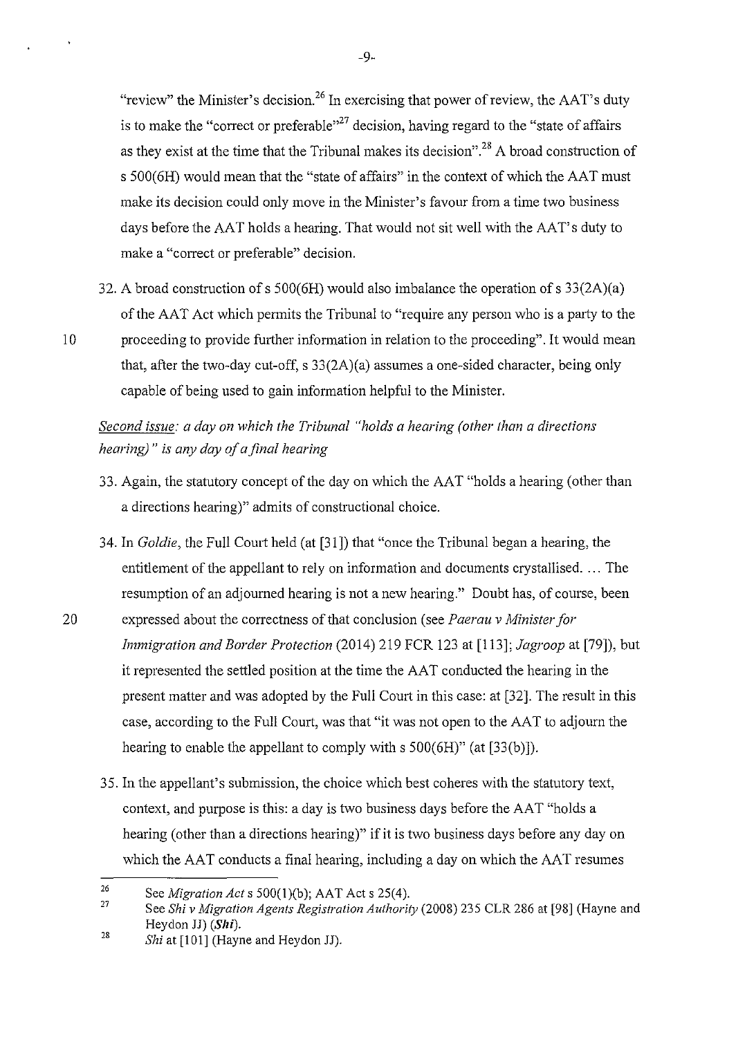"review" the Minister's decision.[26] In exercising that power of review, the AAT's duty is to make the "correct or preferable"[27] decision, having regard to the "state of affairs as they exist at the time that the Tribunal makes its decision".[28] A broad construction of s 500(6H) would mean that the "state of affairs" in the context of which the AAT must make its decision could only move in the Minister's favour from a time two business days before the AAT holds a hearing. That would not sit well with the AAT's duty to make a "correct or preferable" decision.

32. A broad construction of s 500(6H) would also imbalance the operation of s 33(2A)(a) of the AAT Act which permits the Tribunal to "require any person who is a party to the proceeding to provide further information in relation to the proceeding". It would mean that, after the two-day cut-off, s 33(2A)(a) assumes a one-sided character, being only capable of being used to gain information helpful to the Minister.

*Second issue: a day on which the Tribunal "holds a hearing (other than a directions hearing)" is any day of a final hearing*

33. Again, the statutory concept of the day on which the AAT "holds a hearing (other than a directions hearing)" admits of constructional choice.

34. In *Goldie*, the Full Court held (at [31]) that "once the Tribunal began a hearing, the entitlement of the appellant to rely on information and documents crystallised. ... The resumption of an adjourned hearing is not a new hearing." Doubt has, of course, been expressed about the correctness of that conclusion (see *Paerau v Minister for Immigration and Border Protection* (2014) 219 FCR 123 at [113]; *Jagroop* at [79]), but it represented the settled position at the time the AAT conducted the hearing in the present matter and was adopted by the Full Court in this case: at [32]. The result in this case, according to the Full Court, was that "it was not open to the AAT to adjourn the hearing to enable the appellant to comply with s 500(6H)" (at [33(b)]).

35. In the appellant's submission, the choice which best coheres with the statutory text, context, and purpose is this: a day is two business days before the AAT "holds a hearing (other than a directions hearing)" if it is two business days before any day on which the AAT conducts a final hearing, including a day on which the AAT resumes

---

[26] See *Migration Act* s 500(1)(b); AAT Act s 25(4).

[27] See *Shi v Migration Agents Registration Authority* (2008) 235 CLR 286 at [98] (Hayne and Heydon JJ) (***Shi***).

[28] *Shi* at [101] (Hayne and Heydon JJ).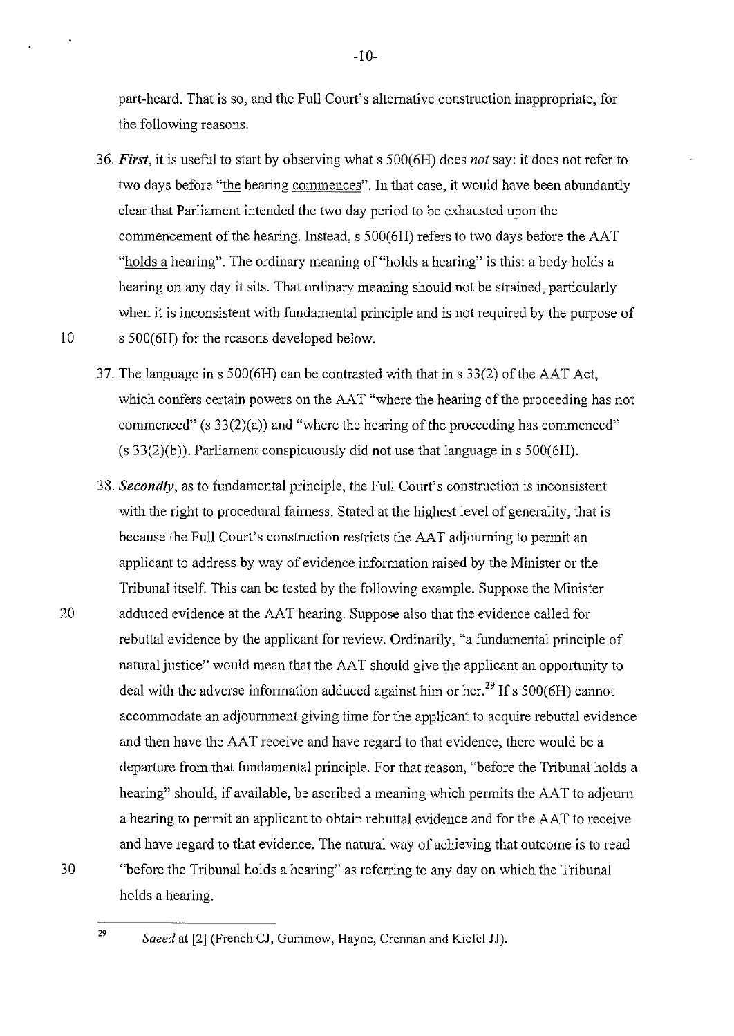part-heard. That is so, and the Full Court's alternative construction inappropriate, for the following reasons.

36. ***First***, it is useful to start by observing what s 500(6H) does *not* say: it does not refer to two days before "the hearing commences". In that case, it would have been abundantly clear that Parliament intended the two day period to be exhausted upon the commencement of the hearing. Instead, s 500(6H) refers to two days before the AAT "holds a hearing". The ordinary meaning of "holds a hearing" is this: a body holds a hearing on any day it sits. That ordinary meaning should not be strained, particularly when it is inconsistent with fundamental principle and is not required by the purpose of s 500(6H) for the reasons developed below.

37. The language in s 500(6H) can be contrasted with that in s 33(2) of the AAT Act, which confers certain powers on the AAT "where the hearing of the proceeding has not commenced" (s 33(2)(a)) and "where the hearing of the proceeding has commenced" (s 33(2)(b)). Parliament conspicuously did not use that language in s 500(6H).

38. ***Secondly***, as to fundamental principle, the Full Court's construction is inconsistent with the right to procedural fairness. Stated at the highest level of generality, that is because the Full Court's construction restricts the AAT adjourning to permit an applicant to address by way of evidence information raised by the Minister or the Tribunal itself. This can be tested by the following example. Suppose the Minister adduced evidence at the AAT hearing. Suppose also that the evidence called for rebuttal evidence by the applicant for review. Ordinarily, "a fundamental principle of natural justice" would mean that the AAT should give the applicant an opportunity to deal with the adverse information adduced against him or her.[29] If s 500(6H) cannot accommodate an adjournment giving time for the applicant to acquire rebuttal evidence and then have the AAT receive and have regard to that evidence, there would be a departure from that fundamental principle. For that reason, "before the Tribunal holds a hearing" should, if available, be ascribed a meaning which permits the AAT to adjourn a hearing to permit an applicant to obtain rebuttal evidence and for the AAT to receive and have regard to that evidence. The natural way of achieving that outcome is to read "before the Tribunal holds a hearing" as referring to any day on which the Tribunal holds a hearing.

---

[29] *Saeed* at [2] (French CJ, Gummow, Hayne, Crennan and Kiefel JJ).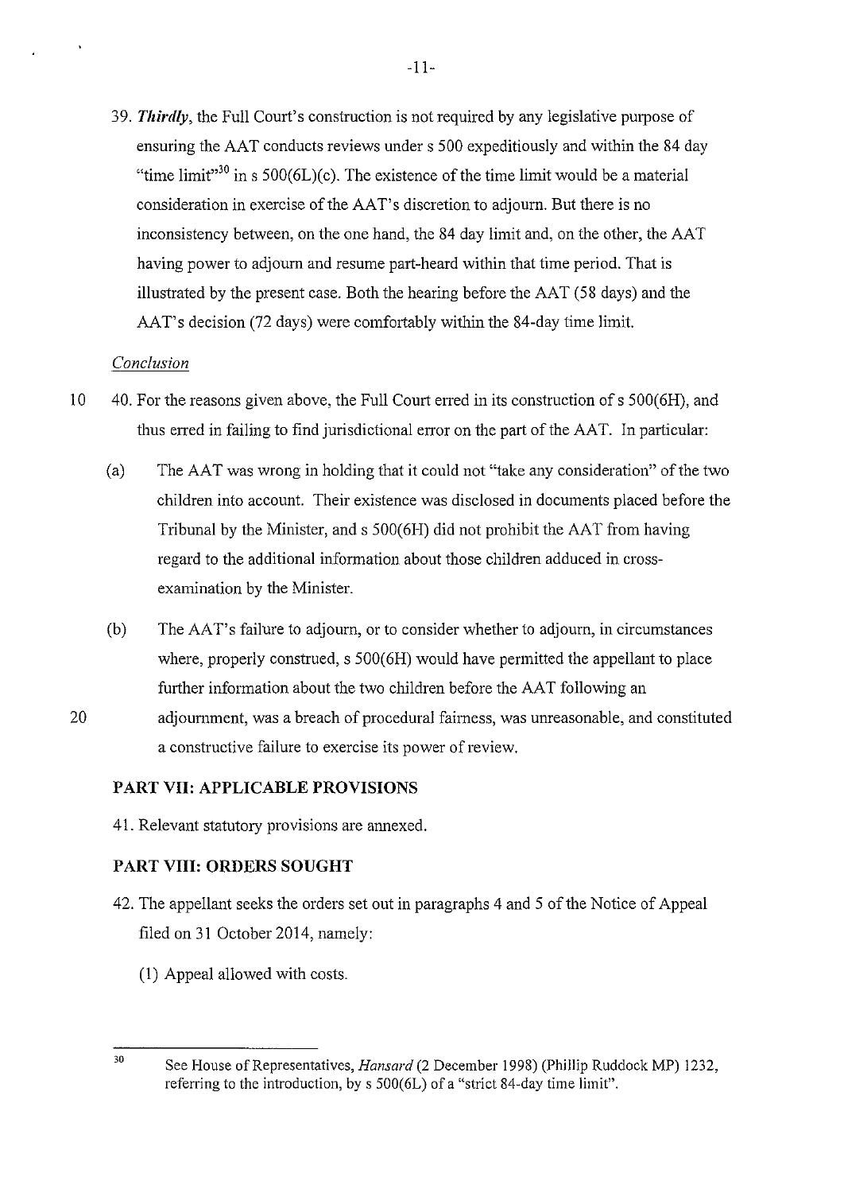39. ***Thirdly***, the Full Court's construction is not required by any legislative purpose of ensuring the AAT conducts reviews under s 500 expeditiously and within the 84 day "time limit"[30] in s 500(6L)(c). The existence of the time limit would be a material consideration in exercise of the AAT's discretion to adjourn. But there is no inconsistency between, on the one hand, the 84 day limit and, on the other, the AAT having power to adjourn and resume part-heard within that time period. That is illustrated by the present case. Both the hearing before the AAT (58 days) and the AAT's decision (72 days) were comfortably within the 84-day time limit.

*Conclusion*

40. For the reasons given above, the Full Court erred in its construction of s 500(6H), and thus erred in failing to find jurisdictional error on the part of the AAT. In particular:

    (a) The AAT was wrong in holding that it could not "take any consideration" of the two children into account. Their existence was disclosed in documents placed before the Tribunal by the Minister, and s 500(6H) did not prohibit the AAT from having regard to the additional information about those children adduced in cross-examination by the Minister.

    (b) The AAT's failure to adjourn, or to consider whether to adjourn, in circumstances where, properly construed, s 500(6H) would have permitted the appellant to place further information about the two children before the AAT following an adjournment, was a breach of procedural fairness, was unreasonable, and constituted a constructive failure to exercise its power of review.

## PART VII: APPLICABLE PROVISIONS

41. Relevant statutory provisions are annexed.

## PART VIII: ORDERS SOUGHT

42. The appellant seeks the orders set out in paragraphs 4 and 5 of the Notice of Appeal filed on 31 October 2014, namely:

    (1) Appeal allowed with costs.

---

[30] See House of Representatives, *Hansard* (2 December 1998) (Phillip Ruddock MP) 1232, referring to the introduction, by s 500(6L) of a "strict 84-day time limit".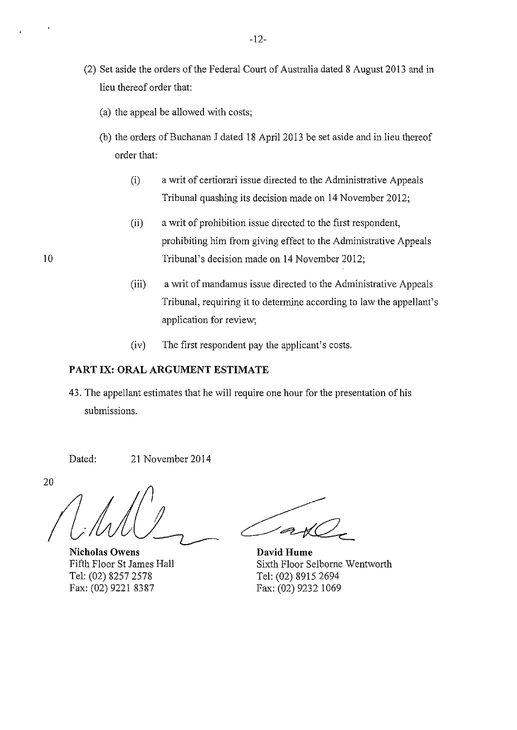(2) Set aside the orders of the Federal Court of Australia dated 8 August 2013 and in lieu thereof order that:

(a) the appeal be allowed with costs;

(b) the orders of Buchanan J dated 18 April 2013 be set aside and in lieu thereof order that:

(i) a writ of certiorari issue directed to the Administrative Appeals Tribunal quashing its decision made on 14 November 2012;

(ii) a writ of prohibition issue directed to the first respondent, prohibiting him from giving effect to the Administrative Appeals Tribunal's decision made on 14 November 2012;

(iii) a writ of mandamus issue directed to the Administrative Appeals Tribunal, requiring it to determine according to law the appellant's application for review;

(iv) The first respondent pay the applicant's costs.

## PART IX: ORAL ARGUMENT ESTIMATE

43. The appellant estimates that he will require one hour for the presentation of his submissions.

Dated: 21 November 2014

**Nicholas Owens**
Fifth Floor St James Hall
Tel: (02) 8257 2578
Fax: (02) 9221 8387

**David Hume**
Sixth Floor Selborne Wentworth
Tel: (02) 8915 2694
Fax: (02) 9232 1069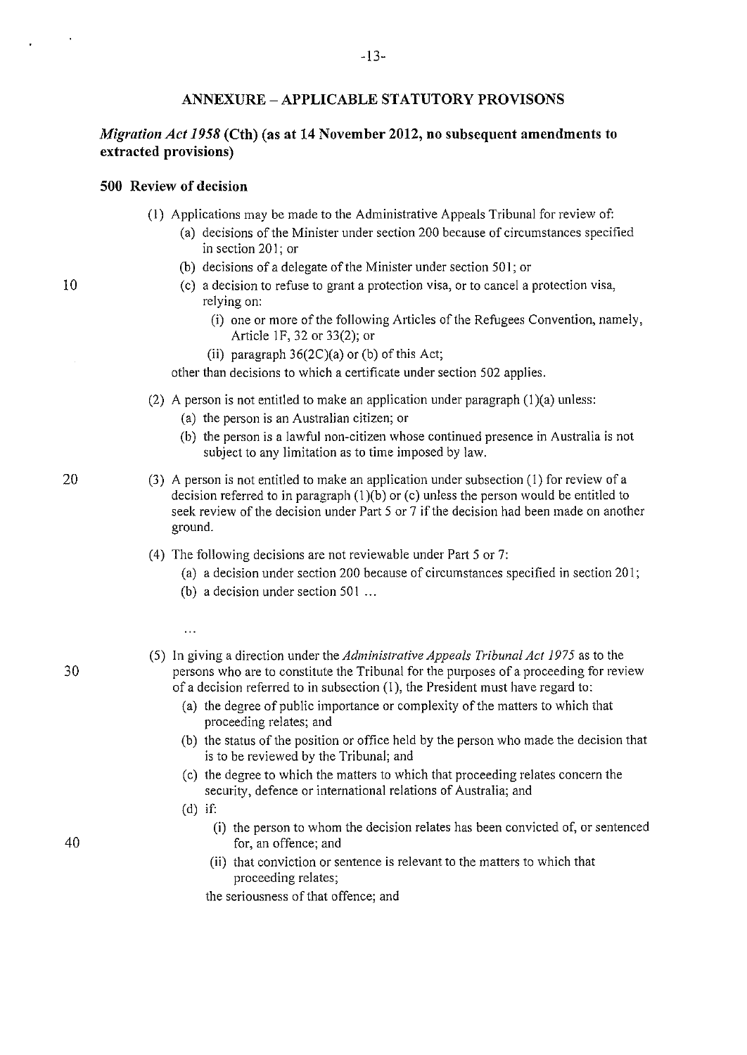## ANNEXURE – APPLICABLE STATUTORY PROVISONS

### *Migration Act 1958* (Cth) (as at 14 November 2012, no subsequent amendments to extracted provisions)

#### 500 Review of decision

(1) Applications may be made to the Administrative Appeals Tribunal for review of:

- (a) decisions of the Minister under section 200 because of circumstances specified in section 201; or
- (b) decisions of a delegate of the Minister under section 501; or
- (c) a decision to refuse to grant a protection visa, or to cancel a protection visa, relying on:
  - (i) one or more of the following Articles of the Refugees Convention, namely, Article 1F, 32 or 33(2); or
  - (ii) paragraph 36(2C)(a) or (b) of this Act;

other than decisions to which a certificate under section 502 applies.

(2) A person is not entitled to make an application under paragraph (1)(a) unless:

- (a) the person is an Australian citizen; or
- (b) the person is a lawful non-citizen whose continued presence in Australia is not subject to any limitation as to time imposed by law.

(3) A person is not entitled to make an application under subsection (1) for review of a decision referred to in paragraph (1)(b) or (c) unless the person would be entitled to seek review of the decision under Part 5 or 7 if the decision had been made on another ground.

(4) The following decisions are not reviewable under Part 5 or 7:

- (a) a decision under section 200 because of circumstances specified in section 201;
- (b) a decision under section 501 ...

...

(5) In giving a direction under the *Administrative Appeals Tribunal Act 1975* as to the persons who are to constitute the Tribunal for the purposes of a proceeding for review of a decision referred to in subsection (1), the President must have regard to:

- (a) the degree of public importance or complexity of the matters to which that proceeding relates; and
- (b) the status of the position or office held by the person who made the decision that is to be reviewed by the Tribunal; and
- (c) the degree to which the matters to which that proceeding relates concern the security, defence or international relations of Australia; and
- (d) if:
  - (i) the person to whom the decision relates has been convicted of, or sentenced for, an offence; and
  - (ii) that conviction or sentence is relevant to the matters to which that proceeding relates;

  the seriousness of that offence; and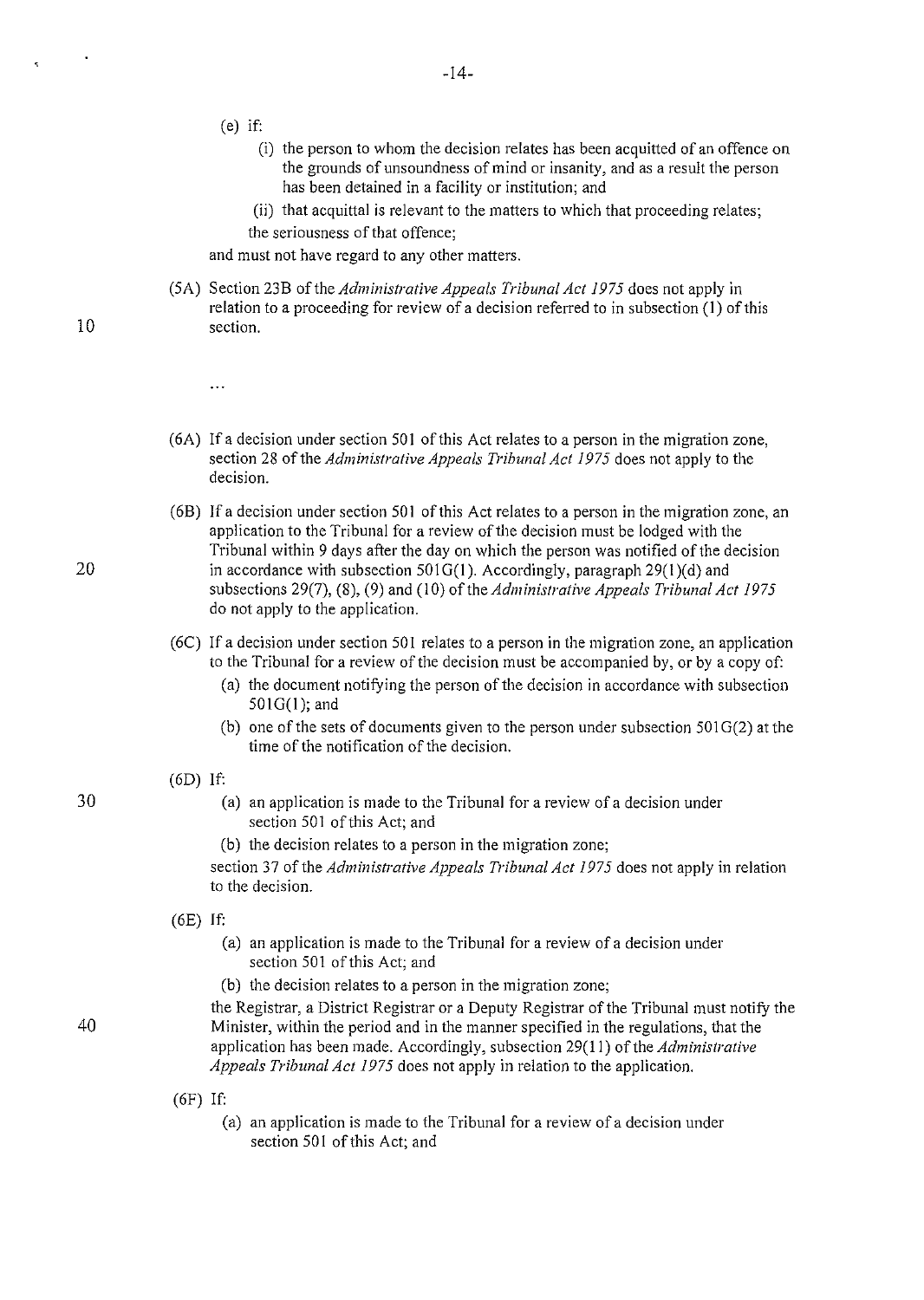(e) if:

(i) the person to whom the decision relates has been acquitted of an offence on the grounds of unsoundness of mind or insanity, and as a result the person has been detained in a facility or institution; and

(ii) that acquittal is relevant to the matters to which that proceeding relates;

the seriousness of that offence;

and must not have regard to any other matters.

(5A) Section 23B of the *Administrative Appeals Tribunal Act 1975* does not apply in relation to a proceeding for review of a decision referred to in subsection (1) of this section.

...

(6A) If a decision under section 501 of this Act relates to a person in the migration zone, section 28 of the *Administrative Appeals Tribunal Act 1975* does not apply to the decision.

(6B) If a decision under section 501 of this Act relates to a person in the migration zone, an application to the Tribunal for a review of the decision must be lodged with the Tribunal within 9 days after the day on which the person was notified of the decision in accordance with subsection 501G(1). Accordingly, paragraph 29(1)(d) and subsections 29(7), (8), (9) and (10) of the *Administrative Appeals Tribunal Act 1975* do not apply to the application.

(6C) If a decision under section 501 relates to a person in the migration zone, an application to the Tribunal for a review of the decision must be accompanied by, or by a copy of:

(a) the document notifying the person of the decision in accordance with subsection 501G(1); and

(b) one of the sets of documents given to the person under subsection 501G(2) at the time of the notification of the decision.

(6D) If:

(a) an application is made to the Tribunal for a review of a decision under section 501 of this Act; and

(b) the decision relates to a person in the migration zone;

section 37 of the *Administrative Appeals Tribunal Act 1975* does not apply in relation to the decision.

(6E) If:

(a) an application is made to the Tribunal for a review of a decision under section 501 of this Act; and

(b) the decision relates to a person in the migration zone;

the Registrar, a District Registrar or a Deputy Registrar of the Tribunal must notify the Minister, within the period and in the manner specified in the regulations, that the application has been made. Accordingly, subsection 29(11) of the *Administrative Appeals Tribunal Act 1975* does not apply in relation to the application.

(6F) If:

(a) an application is made to the Tribunal for a review of a decision under section 501 of this Act; and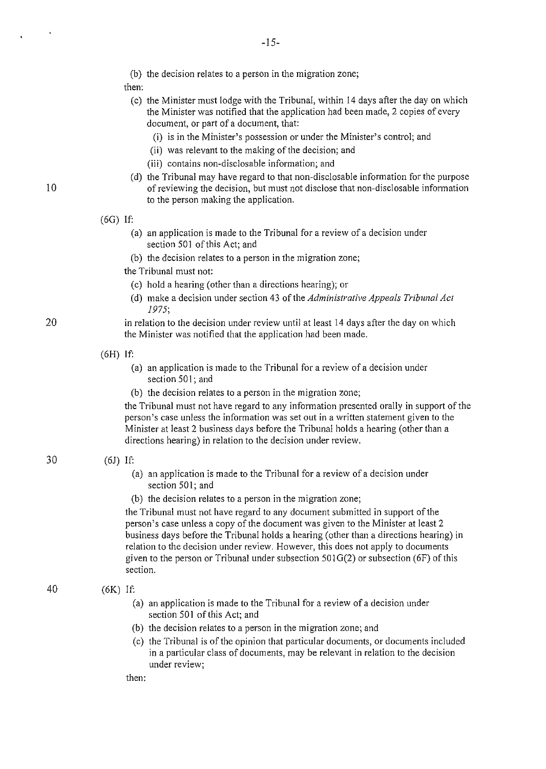(b) the decision relates to a person in the migration zone;

then:

(c) the Minister must lodge with the Tribunal, within 14 days after the day on which the Minister was notified that the application had been made, 2 copies of every document, or part of a document, that:

(i) is in the Minister's possession or under the Minister's control; and

(ii) was relevant to the making of the decision; and

(iii) contains non-disclosable information; and

(d) the Tribunal may have regard to that non-disclosable information for the purpose of reviewing the decision, but must not disclose that non-disclosable information to the person making the application.

(6G) If:

(a) an application is made to the Tribunal for a review of a decision under section 501 of this Act; and

(b) the decision relates to a person in the migration zone;

the Tribunal must not:

(c) hold a hearing (other than a directions hearing); or

(d) make a decision under section 43 of the *Administrative Appeals Tribunal Act 1975*;

in relation to the decision under review until at least 14 days after the day on which the Minister was notified that the application had been made.

(6H) If:

(a) an application is made to the Tribunal for a review of a decision under section 501; and

(b) the decision relates to a person in the migration zone;

the Tribunal must not have regard to any information presented orally in support of the person's case unless the information was set out in a written statement given to the Minister at least 2 business days before the Tribunal holds a hearing (other than a directions hearing) in relation to the decision under review.

(6J) If:

(a) an application is made to the Tribunal for a review of a decision under section 501; and

(b) the decision relates to a person in the migration zone;

the Tribunal must not have regard to any document submitted in support of the person's case unless a copy of the document was given to the Minister at least 2 business days before the Tribunal holds a hearing (other than a directions hearing) in relation to the decision under review. However, this does not apply to documents given to the person or Tribunal under subsection 501G(2) or subsection (6F) of this section.

(6K) If:

(a) an application is made to the Tribunal for a review of a decision under section 501 of this Act; and

(b) the decision relates to a person in the migration zone; and

(c) the Tribunal is of the opinion that particular documents, or documents included in a particular class of documents, may be relevant in relation to the decision under review;

then: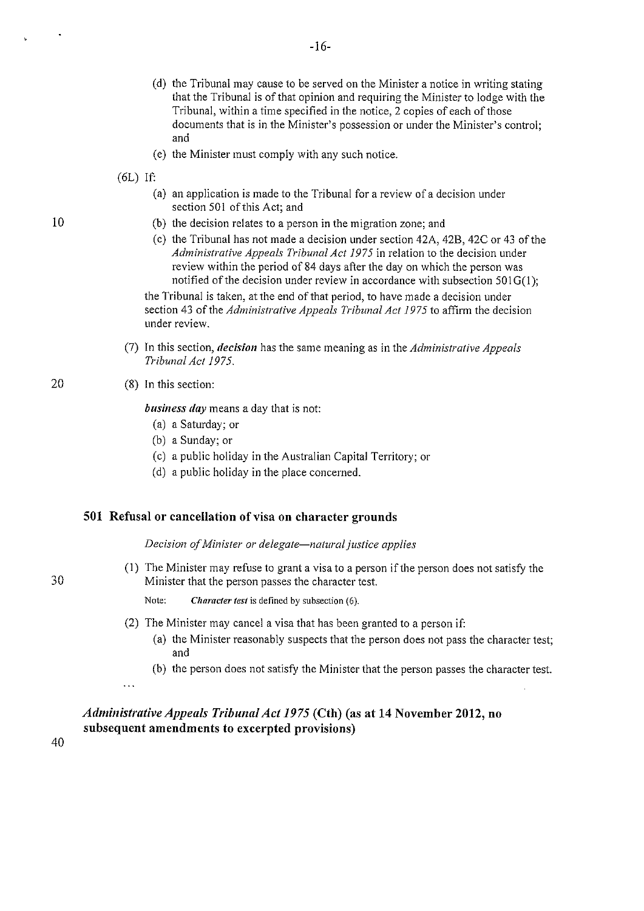(d) the Tribunal may cause to be served on the Minister a notice in writing stating that the Tribunal is of that opinion and requiring the Minister to lodge with the Tribunal, within a time specified in the notice, 2 copies of each of those documents that is in the Minister's possession or under the Minister's control; and

(e) the Minister must comply with any such notice.

(6L) If:

(a) an application is made to the Tribunal for a review of a decision under section 501 of this Act; and

(b) the decision relates to a person in the migration zone; and

(c) the Tribunal has not made a decision under section 42A, 42B, 42C or 43 of the *Administrative Appeals Tribunal Act 1975* in relation to the decision under review within the period of 84 days after the day on which the person was notified of the decision under review in accordance with subsection 501G(1);

the Tribunal is taken, at the end of that period, to have made a decision under section 43 of the *Administrative Appeals Tribunal Act 1975* to affirm the decision under review.

(7) In this section, ***decision*** has the same meaning as in the *Administrative Appeals Tribunal Act 1975*.

(8) In this section:

***business day*** means a day that is not:

(a) a Saturday; or

(b) a Sunday; or

(c) a public holiday in the Australian Capital Territory; or

(d) a public holiday in the place concerned.

### 501 Refusal or cancellation of visa on character grounds

*Decision of Minister or delegate—natural justice applies*

(1) The Minister may refuse to grant a visa to a person if the person does not satisfy the Minister that the person passes the character test.

Note: ***Character test*** is defined by subsection (6).

(2) The Minister may cancel a visa that has been granted to a person if:

(a) the Minister reasonably suspects that the person does not pass the character test; and

(b) the person does not satisfy the Minister that the person passes the character test.

...

### *Administrative Appeals Tribunal Act 1975* (Cth) (as at 14 November 2012, no subsequent amendments to excerpted provisions)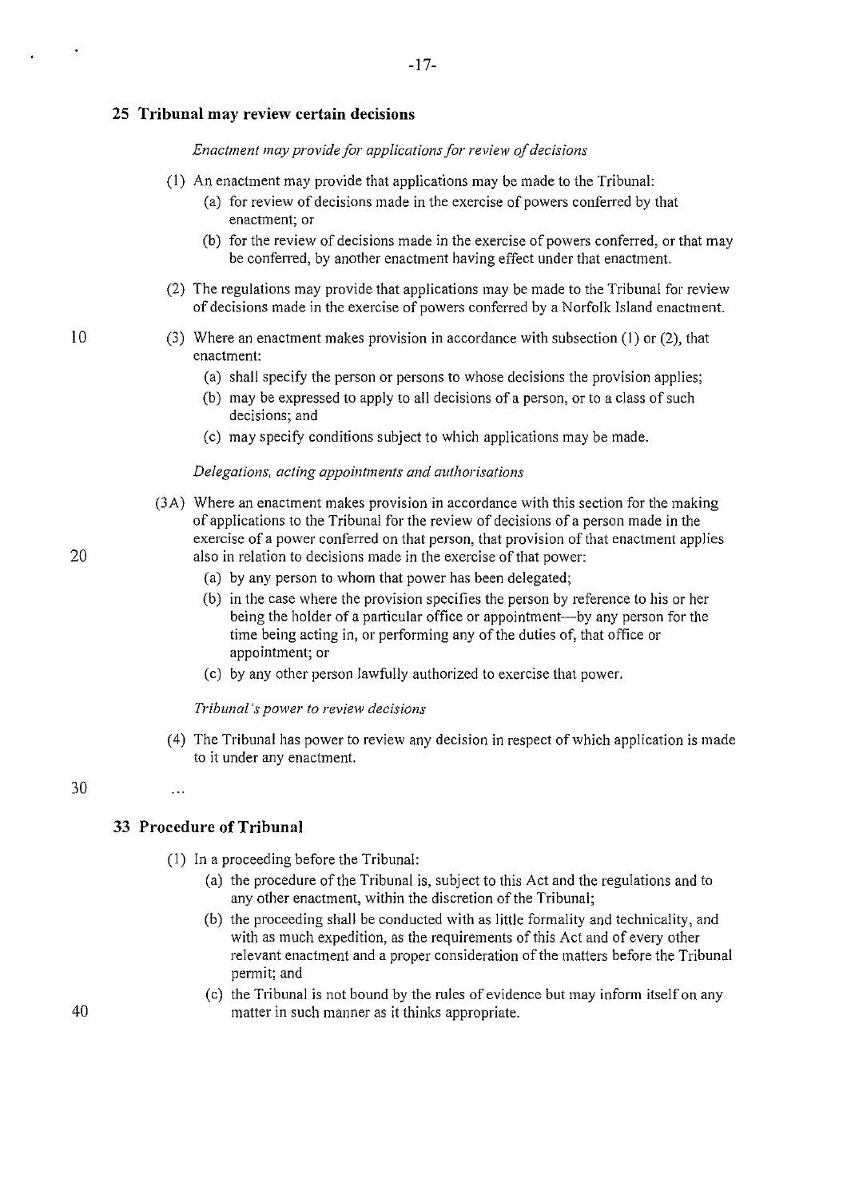### 25 Tribunal may review certain decisions

*Enactment may provide for applications for review of decisions*

(1) An enactment may provide that applications may be made to the Tribunal:

(a) for review of decisions made in the exercise of powers conferred by that enactment; or

(b) for the review of decisions made in the exercise of powers conferred, or that may be conferred, by another enactment having effect under that enactment.

(2) The regulations may provide that applications may be made to the Tribunal for review of decisions made in the exercise of powers conferred by a Norfolk Island enactment.

(3) Where an enactment makes provision in accordance with subsection (1) or (2), that enactment:

(a) shall specify the person or persons to whose decisions the provision applies;

(b) may be expressed to apply to all decisions of a person, or to a class of such decisions; and

(c) may specify conditions subject to which applications may be made.

*Delegations, acting appointments and authorisations*

(3A) Where an enactment makes provision in accordance with this section for the making of applications to the Tribunal for the review of decisions of a person made in the exercise of a power conferred on that person, that provision of that enactment applies also in relation to decisions made in the exercise of that power:

(a) by any person to whom that power has been delegated;

(b) in the case where the provision specifies the person by reference to his or her being the holder of a particular office or appointment—by any person for the time being acting in, or performing any of the duties of, that office or appointment; or

(c) by any other person lawfully authorized to exercise that power.

*Tribunal's power to review decisions*

(4) The Tribunal has power to review any decision in respect of which application is made to it under any enactment.

...

### 33 Procedure of Tribunal

(1) In a proceeding before the Tribunal:

(a) the procedure of the Tribunal is, subject to this Act and the regulations and to any other enactment, within the discretion of the Tribunal;

(b) the proceeding shall be conducted with as little formality and technicality, and with as much expedition, as the requirements of this Act and of every other relevant enactment and a proper consideration of the matters before the Tribunal permit; and

(c) the Tribunal is not bound by the rules of evidence but may inform itself on any matter in such manner as it thinks appropriate.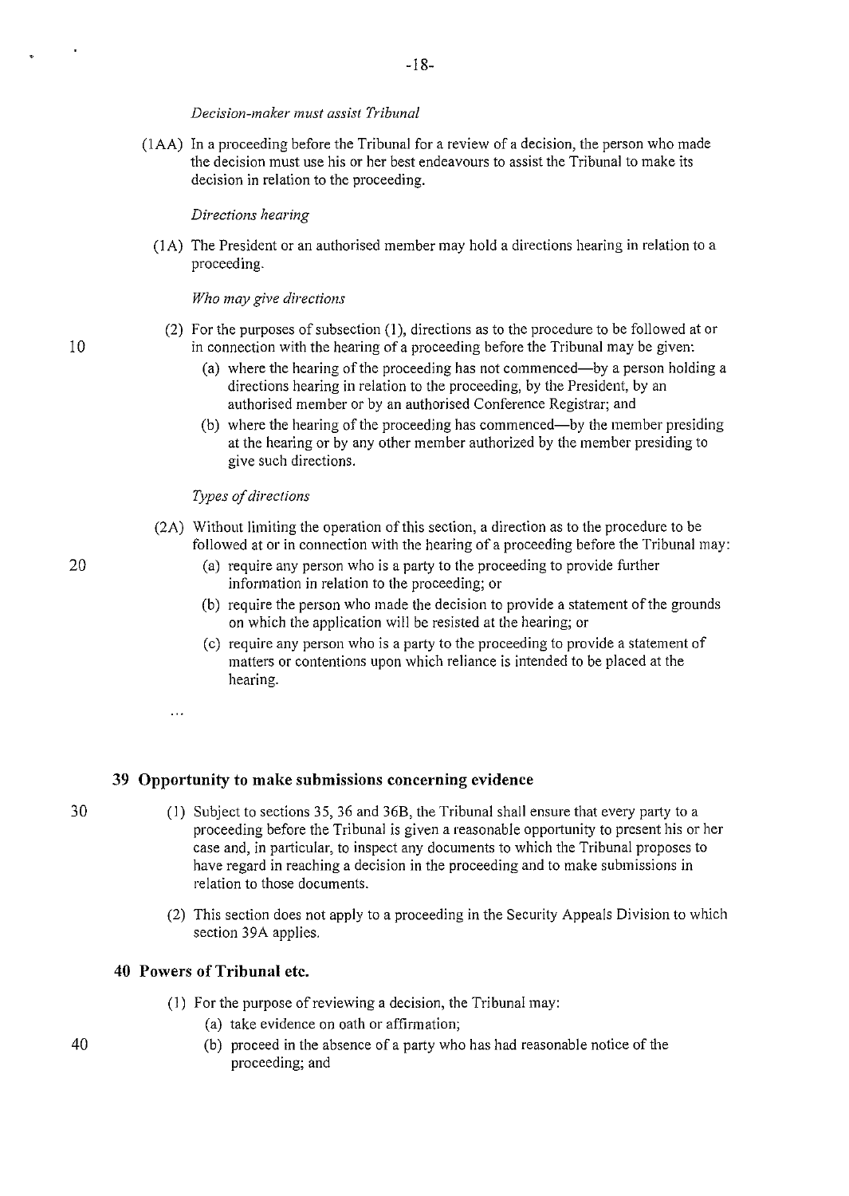*Decision-maker must assist Tribunal*

(1AA) In a proceeding before the Tribunal for a review of a decision, the person who made the decision must use his or her best endeavours to assist the Tribunal to make its decision in relation to the proceeding.

*Directions hearing*

(1A) The President or an authorised member may hold a directions hearing in relation to a proceeding.

*Who may give directions*

(2) For the purposes of subsection (1), directions as to the procedure to be followed at or in connection with the hearing of a proceeding before the Tribunal may be given:

(a) where the hearing of the proceeding has not commenced—by a person holding a directions hearing in relation to the proceeding, by the President, by an authorised member or by an authorised Conference Registrar; and

(b) where the hearing of the proceeding has commenced—by the member presiding at the hearing or by any other member authorized by the member presiding to give such directions.

*Types of directions*

(2A) Without limiting the operation of this section, a direction as to the procedure to be followed at or in connection with the hearing of a proceeding before the Tribunal may:

(a) require any person who is a party to the proceeding to provide further information in relation to the proceeding; or

(b) require the person who made the decision to provide a statement of the grounds on which the application will be resisted at the hearing; or

(c) require any person who is a party to the proceeding to provide a statement of matters or contentions upon which reliance is intended to be placed at the hearing.

...

### 39 Opportunity to make submissions concerning evidence

(1) Subject to sections 35, 36 and 36B, the Tribunal shall ensure that every party to a proceeding before the Tribunal is given a reasonable opportunity to present his or her case and, in particular, to inspect any documents to which the Tribunal proposes to have regard in reaching a decision in the proceeding and to make submissions in relation to those documents.

(2) This section does not apply to a proceeding in the Security Appeals Division to which section 39A applies.

### 40 Powers of Tribunal etc.

(1) For the purpose of reviewing a decision, the Tribunal may:

(a) take evidence on oath or affirmation;

(b) proceed in the absence of a party who has had reasonable notice of the proceeding; and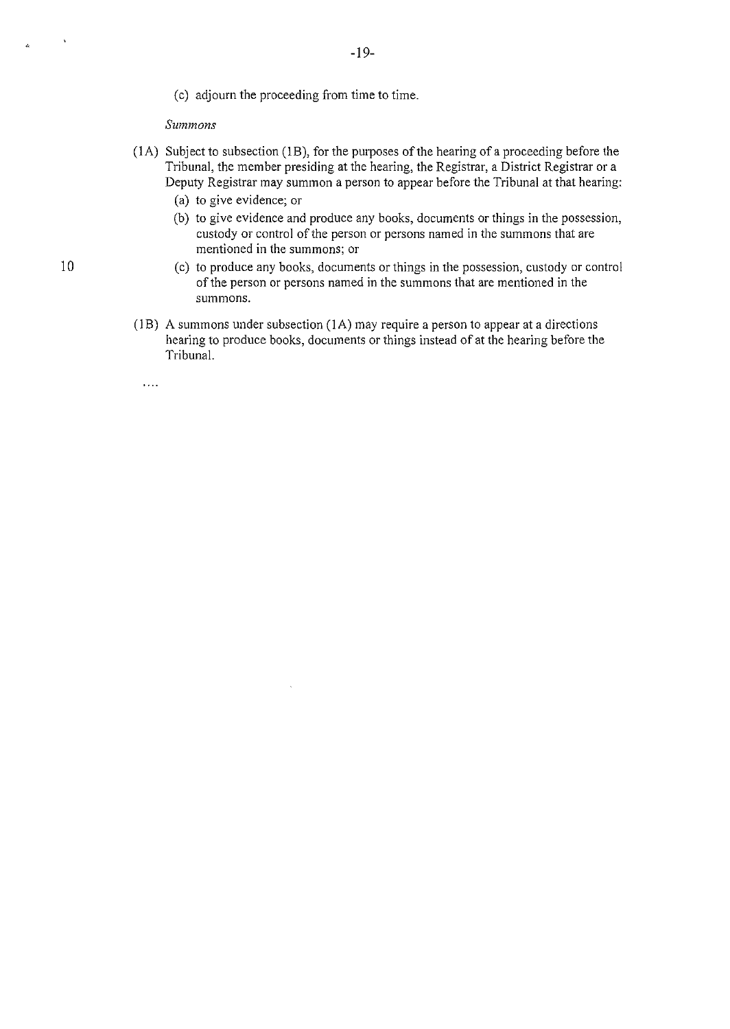(c) adjourn the proceeding from time to time.

*Summons*

(1A) Subject to subsection (1B), for the purposes of the hearing of a proceeding before the Tribunal, the member presiding at the hearing, the Registrar, a District Registrar or a Deputy Registrar may summon a person to appear before the Tribunal at that hearing:

(a) to give evidence; or

(b) to give evidence and produce any books, documents or things in the possession, custody or control of the person or persons named in the summons that are mentioned in the summons; or

(c) to produce any books, documents or things in the possession, custody or control of the person or persons named in the summons that are mentioned in the summons.

(1B) A summons under subsection (1A) may require a person to appear at a directions hearing to produce books, documents or things instead of at the hearing before the Tribunal.

....